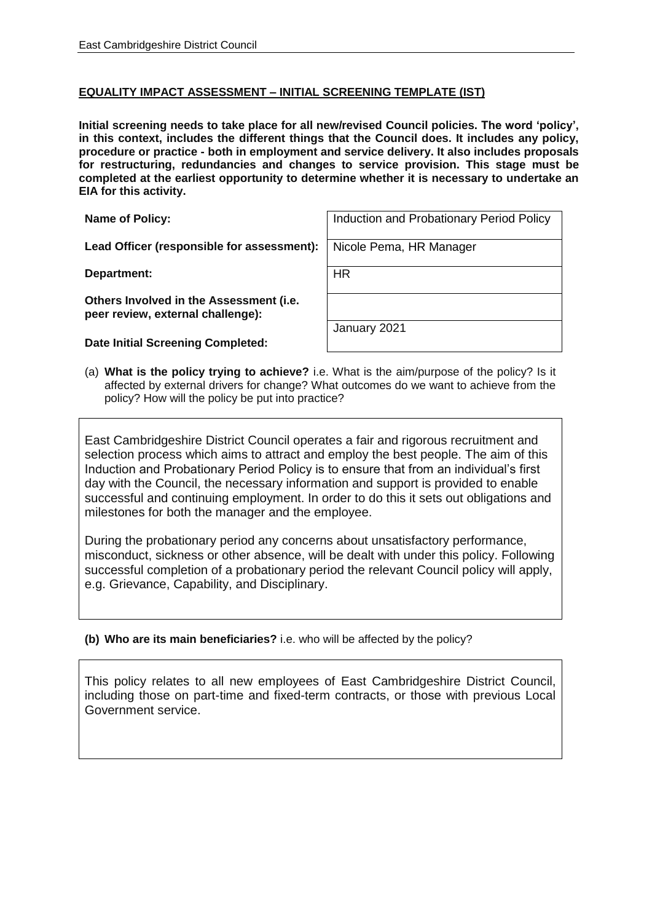## EQUALITY IMPACT ASSESSMENT – INITIAL SCREENING TEMPLATE (IST)

**Initial screening needs to take place for all new/revised Council policies. The word 'policy', in this context, includes the different things that the Council does. It includes any policy, procedure or practice - both in employment and service delivery. It also includes proposals for restructuring, redundancies and changes to service provision. This stage must be completed at the earliest opportunity to determine whether it is necessary to undertake an EIA for this activity.**

| | |
|---|---|
| **Name of Policy:** | Induction and Probationary Period Policy |
| **Lead Officer (responsible for assessment):** | Nicole Pema, HR Manager |
| **Department:** | HR |
| **Others Involved in the Assessment (i.e. peer review, external challenge):** | |
| **Date Initial Screening Completed:** | January 2021 |

(a) **What is the policy trying to achieve?** i.e. What is the aim/purpose of the policy? Is it affected by external drivers for change? What outcomes do we want to achieve from the policy? How will the policy be put into practice?

East Cambridgeshire District Council operates a fair and rigorous recruitment and selection process which aims to attract and employ the best people. The aim of this Induction and Probationary Period Policy is to ensure that from an individual's first day with the Council, the necessary information and support is provided to enable successful and continuing employment. In order to do this it sets out obligations and milestones for both the manager and the employee.

During the probationary period any concerns about unsatisfactory performance, misconduct, sickness or other absence, will be dealt with under this policy. Following successful completion of a probationary period the relevant Council policy will apply, e.g. Grievance, Capability, and Disciplinary.

**(b) Who are its main beneficiaries?** i.e. who will be affected by the policy?

This policy relates to all new employees of East Cambridgeshire District Council, including those on part-time and fixed-term contracts, or those with previous Local Government service.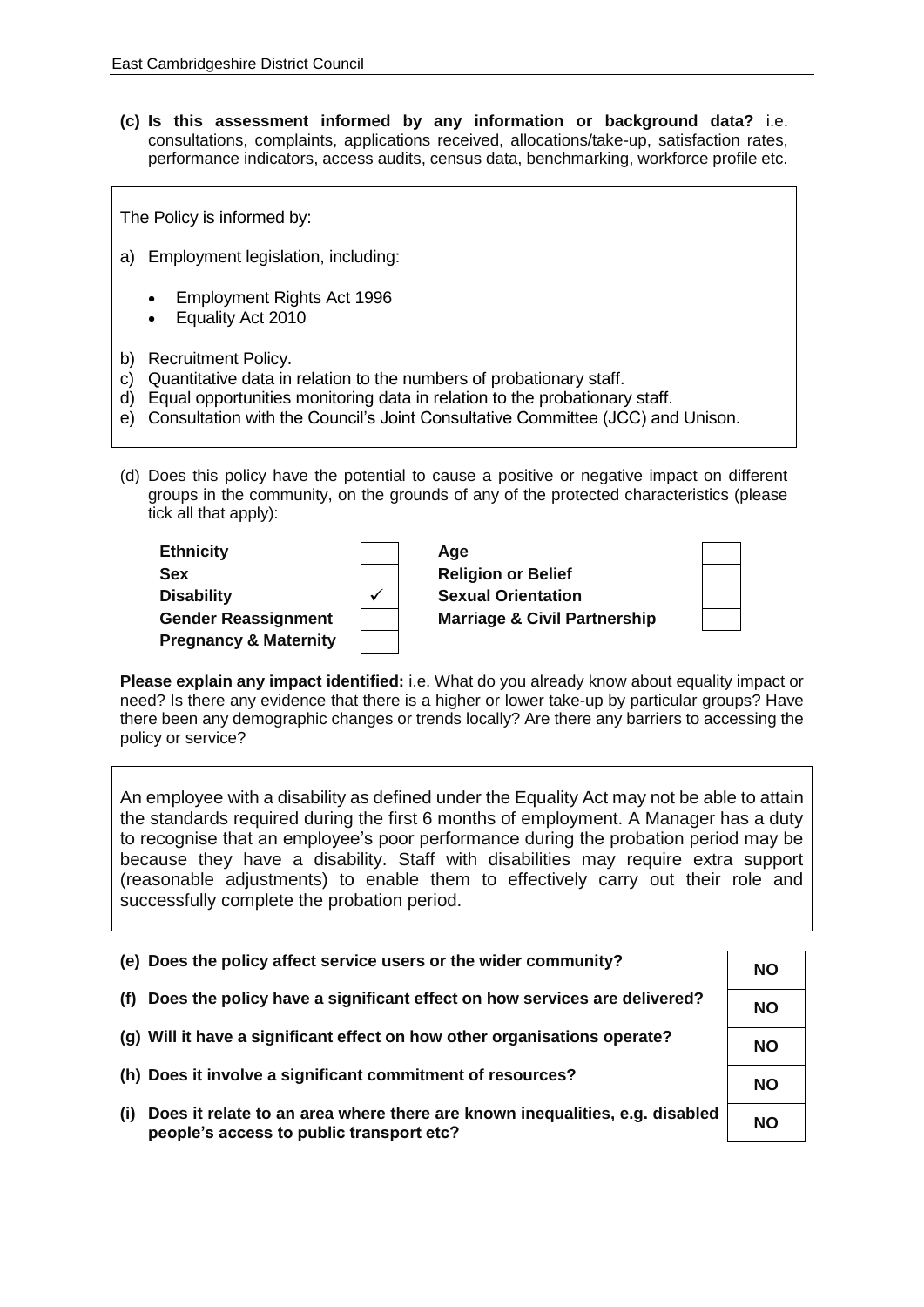**(c) Is this assessment informed by any information or background data?** i.e. consultations, complaints, applications received, allocations/take-up, satisfaction rates, performance indicators, access audits, census data, benchmarking, workforce profile etc.

The Policy is informed by:

a) Employment legislation, including:

- Employment Rights Act 1996
- Equality Act 2010

b) Recruitment Policy.
c) Quantitative data in relation to the numbers of probationary staff.
d) Equal opportunities monitoring data in relation to the probationary staff.
e) Consultation with the Council's Joint Consultative Committee (JCC) and Unison.

(d) Does this policy have the potential to cause a positive or negative impact on different groups in the community, on the grounds of any of the protected characteristics (please tick all that apply):

| | | | |
|---|---|---|---|
| **Ethnicity** | | **Age** | |
| **Sex** | | **Religion or Belief** | |
| **Disability** | ✓ | **Sexual Orientation** | |
| **Gender Reassignment** | | **Marriage & Civil Partnership** | |
| **Pregnancy & Maternity** | | | |

**Please explain any impact identified:** i.e. What do you already know about equality impact or need? Is there any evidence that there is a higher or lower take-up by particular groups? Have there been any demographic changes or trends locally? Are there any barriers to accessing the policy or service?

An employee with a disability as defined under the Equality Act may not be able to attain the standards required during the first 6 months of employment. A Manager has a duty to recognise that an employee's poor performance during the probation period may be because they have a disability. Staff with disabilities may require extra support (reasonable adjustments) to enable them to effectively carry out their role and successfully complete the probation period.

| | |
|---|---|
| **(e) Does the policy affect service users or the wider community?** | **NO** |
| **(f) Does the policy have a significant effect on how services are delivered?** | **NO** |
| **(g) Will it have a significant effect on how other organisations operate?** | **NO** |
| **(h) Does it involve a significant commitment of resources?** | **NO** |
| **(i) Does it relate to an area where there are known inequalities, e.g. disabled people's access to public transport etc?** | **NO** |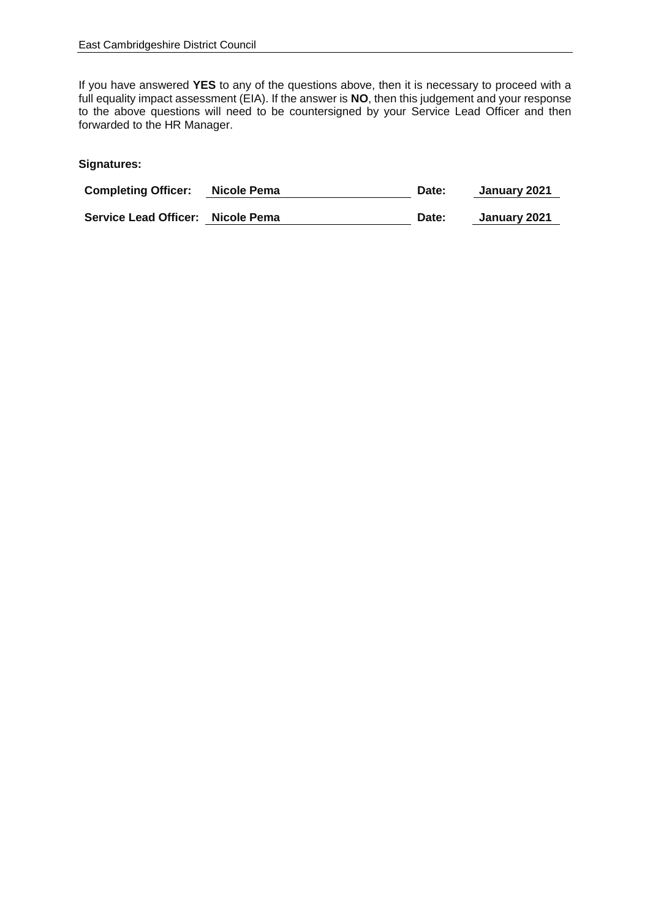If you have answered **YES** to any of the questions above, then it is necessary to proceed with a full equality impact assessment (EIA). If the answer is **NO**, then this judgement and your response to the above questions will need to be countersigned by your Service Lead Officer and then forwarded to the HR Manager.

**Signatures:**

| | | | |
|---|---|---|---|
| **Completing Officer:** | **Nicole Pema** | **Date:** | **January 2021** |
| **Service Lead Officer:** | **Nicole Pema** | **Date:** | **January 2021** |